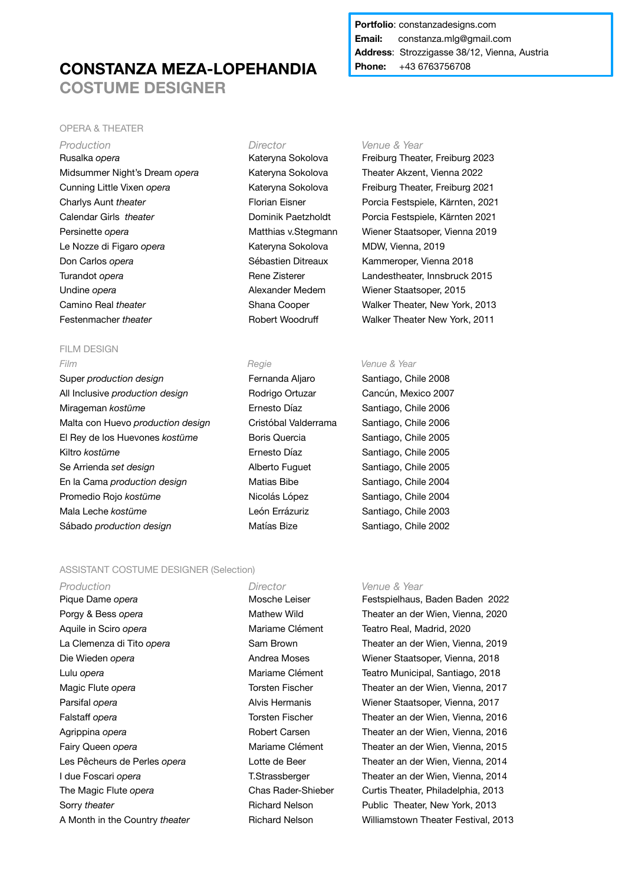**Portfolio**: constanzadesigns.com
**Email**: constanza.mlg@gmail.com
**Address**: Strozzigasse 38/12, Vienna, Austria
**Phone**: +43 6763756708

# CONSTANZA MEZA-LOPEHANDIA
## COSTUME DESIGNER

### OPERA & THEATER

| *Production* | *Director* | *Venue & Year* |
|---|---|---|
| Rusalka *opera* | Kateryna Sokolova | Freiburg Theater, Freiburg 2023 |
| Midsummer Night's Dream *opera* | Kateryna Sokolova | Theater Akzent, Vienna 2022 |
| Cunning Little Vixen *opera* | Kateryna Sokolova | Freiburg Theater, Freiburg 2021 |
| Charlys Aunt *theater* | Florian Eisner | Porcia Festspiele, Kärnten, 2021 |
| Calendar Girls *theater* | Dominik Paetzholdt | Porcia Festspiele, Kärnten 2021 |
| Persinette *opera* | Matthias v.Stegmann | Wiener Staatsoper, Vienna 2019 |
| Le Nozze di Figaro *opera* | Kateryna Sokolova | MDW, Vienna, 2019 |
| Don Carlos *opera* | Sébastien Ditreaux | Kammeroper, Vienna 2018 |
| Turandot *opera* | Rene Zisterer | Landestheater, Innsbruck 2015 |
| Undine *opera* | Alexander Medem | Wiener Staatsoper, 2015 |
| Camino Real *theater* | Shana Cooper | Walker Theater, New York, 2013 |
| Festenmacher *theater* | Robert Woodruff | Walker Theater New York, 2011 |

### FILM DESIGN

| *Film* | *Regie* | *Venue & Year* |
|---|---|---|
| Super *production design* | Fernanda Aljaro | Santiago, Chile 2008 |
| All Inclusive *production design* | Rodrigo Ortuzar | Cancún, Mexico 2007 |
| Mirageman *kostüme* | Ernesto Díaz | Santiago, Chile 2006 |
| Malta con Huevo *production design* | Cristóbal Valderrama | Santiago, Chile 2006 |
| El Rey de los Huevones *kostüme* | Boris Quercia | Santiago, Chile 2005 |
| Kiltro *kostüme* | Ernesto Díaz | Santiago, Chile 2005 |
| Se Arrienda *set design* | Alberto Fuguet | Santiago, Chile 2005 |
| En la Cama *production design* | Matias Bibe | Santiago, Chile 2004 |
| Promedio Rojo *kostüme* | Nicolás López | Santiago, Chile 2004 |
| Mala Leche *kostüme* | León Errázuriz | Santiago, Chile 2003 |
| Sábado *production design* | Matías Bize | Santiago, Chile 2002 |

### ASSISTANT COSTUME DESIGNER (Selection)

| *Production* | *Director* | *Venue & Year* |
|---|---|---|
| Pique Dame *opera* | Mosche Leiser | Festspielhaus, Baden Baden 2022 |
| Porgy & Bess *opera* | Mathew Wild | Theater an der Wien, Vienna, 2020 |
| Aquile in Sciro *opera* | Mariame Clément | Teatro Real, Madrid, 2020 |
| La Clemenza di Tito *opera* | Sam Brown | Theater an der Wien, Vienna, 2019 |
| Die Wieden *opera* | Andrea Moses | Wiener Staatsoper, Vienna, 2018 |
| Lulu *opera* | Mariame Clément | Teatro Municipal, Santiago, 2018 |
| Magic Flute *opera* | Torsten Fischer | Theater an der Wien, Vienna, 2017 |
| Parsifal *opera* | Alvis Hermanis | Wiener Staatsoper, Vienna, 2017 |
| Falstaff *opera* | Torsten Fischer | Theater an der Wien, Vienna, 2016 |
| Agrippina *opera* | Robert Carsen | Theater an der Wien, Vienna, 2016 |
| Fairy Queen *opera* | Mariame Clément | Theater an der Wien, Vienna, 2015 |
| Les Pêcheurs de Perles *opera* | Lotte de Beer | Theater an der Wien, Vienna, 2014 |
| I due Foscari *opera* | T.Strassberger | Theater an der Wien, Vienna, 2014 |
| The Magic Flute *opera* | Chas Rader-Shieber | Curtis Theater, Philadelphia, 2013 |
| Sorry *theater* | Richard Nelson | Public Theater, New York, 2013 |
| A Month in the Country *theater* | Richard Nelson | Williamstown Theater Festival, 2013 |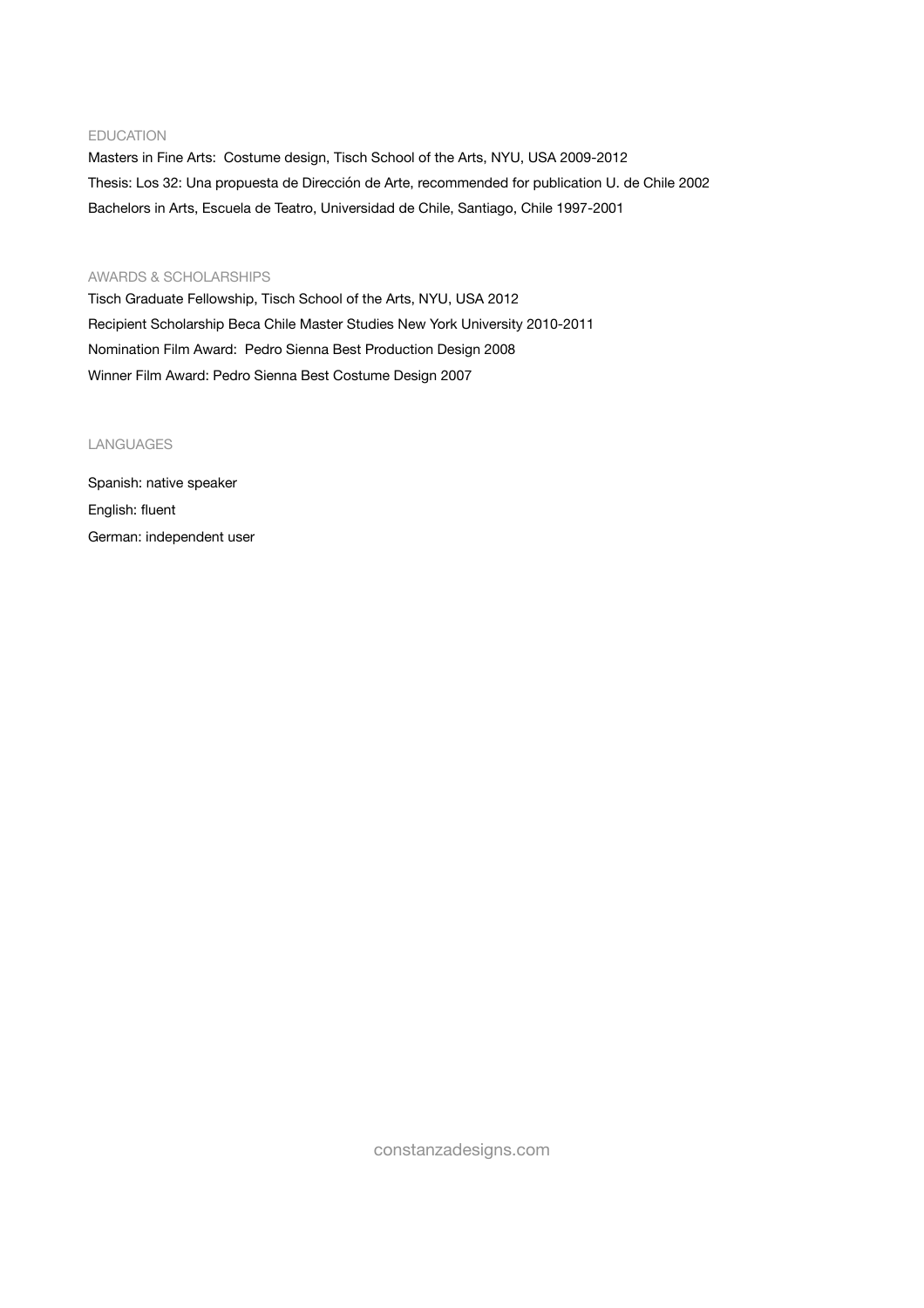## EDUCATION

Masters in Fine Arts: Costume design, Tisch School of the Arts, NYU, USA 2009-2012

Thesis: Los 32: Una propuesta de Dirección de Arte, recommended for publication U. de Chile 2002

Bachelors in Arts, Escuela de Teatro, Universidad de Chile, Santiago, Chile 1997-2001

## AWARDS & SCHOLARSHIPS

Tisch Graduate Fellowship, Tisch School of the Arts, NYU, USA 2012

Recipient Scholarship Beca Chile Master Studies New York University 2010-2011

Nomination Film Award: Pedro Sienna Best Production Design 2008

Winner Film Award: Pedro Sienna Best Costume Design 2007

## LANGUAGES

Spanish: native speaker

English: fluent

German: independent user

constanzadesigns.com